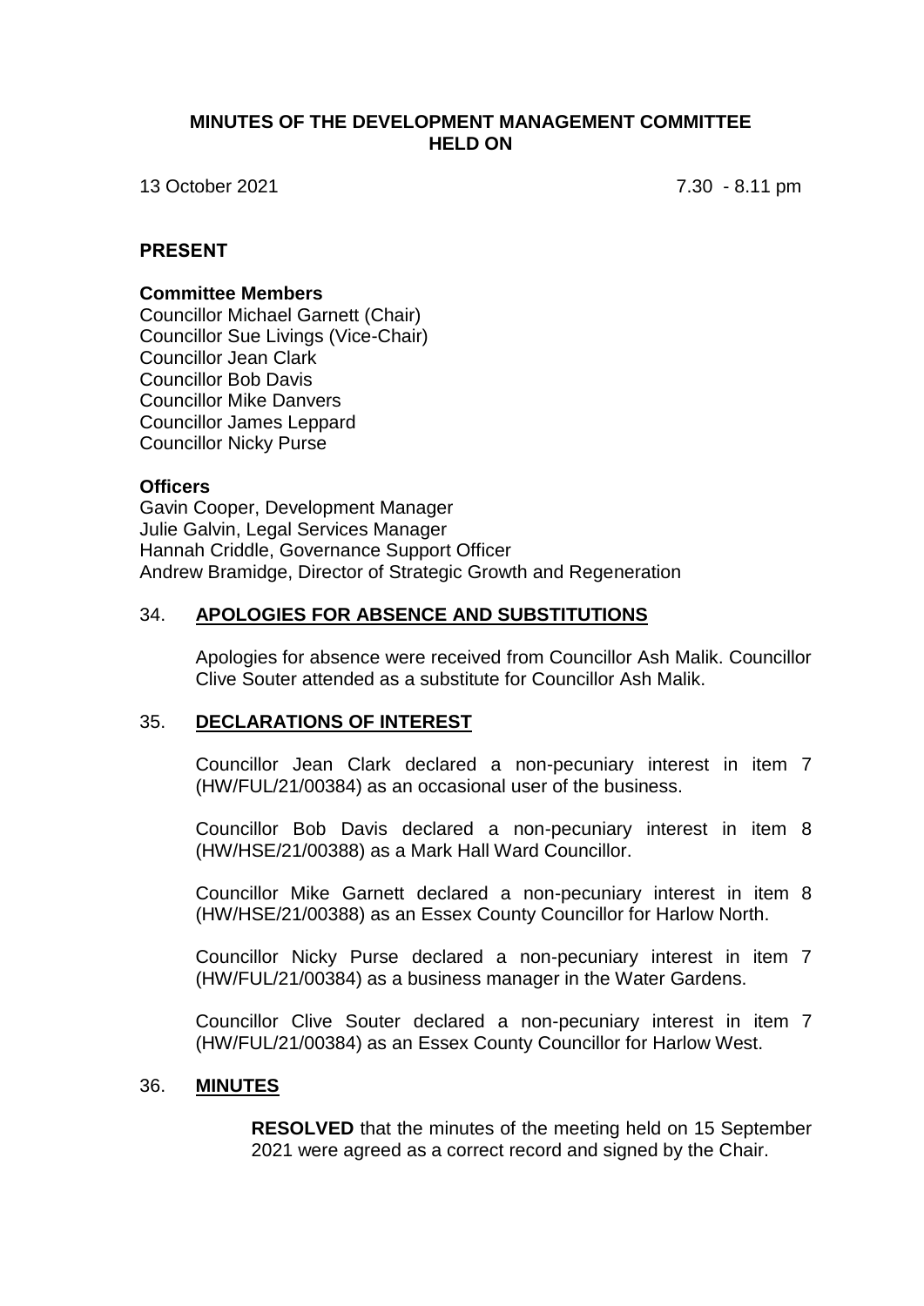# MINUTES OF THE DEVELOPMENT MANAGEMENT COMMITTEE HELD ON

13 October 2021 7.30 - 8.11 pm

## PRESENT

### Committee Members

Councillor Michael Garnett (Chair)
Councillor Sue Livings (Vice-Chair)
Councillor Jean Clark
Councillor Bob Davis
Councillor Mike Danvers
Councillor James Leppard
Councillor Nicky Purse

### Officers

Gavin Cooper, Development Manager
Julie Galvin, Legal Services Manager
Hannah Criddle, Governance Support Officer
Andrew Bramidge, Director of Strategic Growth and Regeneration

## 34. APOLOGIES FOR ABSENCE AND SUBSTITUTIONS

Apologies for absence were received from Councillor Ash Malik. Councillor Clive Souter attended as a substitute for Councillor Ash Malik.

## 35. DECLARATIONS OF INTEREST

Councillor Jean Clark declared a non-pecuniary interest in item 7 (HW/FUL/21/00384) as an occasional user of the business.

Councillor Bob Davis declared a non-pecuniary interest in item 8 (HW/HSE/21/00388) as a Mark Hall Ward Councillor.

Councillor Mike Garnett declared a non-pecuniary interest in item 8 (HW/HSE/21/00388) as an Essex County Councillor for Harlow North.

Councillor Nicky Purse declared a non-pecuniary interest in item 7 (HW/FUL/21/00384) as a business manager in the Water Gardens.

Councillor Clive Souter declared a non-pecuniary interest in item 7 (HW/FUL/21/00384) as an Essex County Councillor for Harlow West.

## 36. MINUTES

**RESOLVED** that the minutes of the meeting held on 15 September 2021 were agreed as a correct record and signed by the Chair.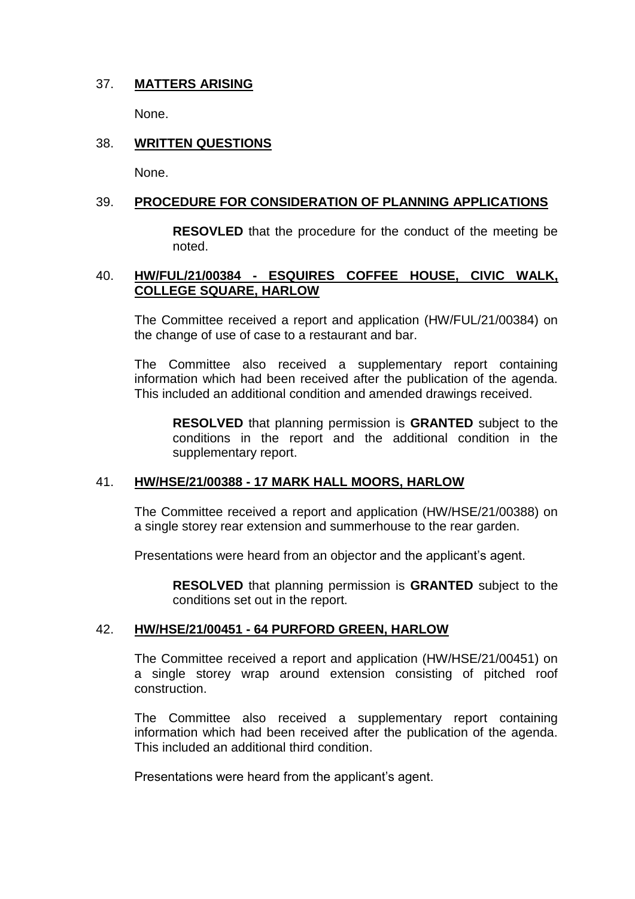## 37. **MATTERS ARISING**

None.

## 38. **WRITTEN QUESTIONS**

None.

## 39. **PROCEDURE FOR CONSIDERATION OF PLANNING APPLICATIONS**

> **RESOVLED** that the procedure for the conduct of the meeting be noted.

## 40. **HW/FUL/21/00384 - ESQUIRES COFFEE HOUSE, CIVIC WALK, COLLEGE SQUARE, HARLOW**

The Committee received a report and application (HW/FUL/21/00384) on the change of use of case to a restaurant and bar.

The Committee also received a supplementary report containing information which had been received after the publication of the agenda. This included an additional condition and amended drawings received.

> **RESOLVED** that planning permission is **GRANTED** subject to the conditions in the report and the additional condition in the supplementary report.

## 41. **HW/HSE/21/00388 - 17 MARK HALL MOORS, HARLOW**

The Committee received a report and application (HW/HSE/21/00388) on a single storey rear extension and summerhouse to the rear garden.

Presentations were heard from an objector and the applicant's agent.

> **RESOLVED** that planning permission is **GRANTED** subject to the conditions set out in the report.

## 42. **HW/HSE/21/00451 - 64 PURFORD GREEN, HARLOW**

The Committee received a report and application (HW/HSE/21/00451) on a single storey wrap around extension consisting of pitched roof construction.

The Committee also received a supplementary report containing information which had been received after the publication of the agenda. This included an additional third condition.

Presentations were heard from the applicant's agent.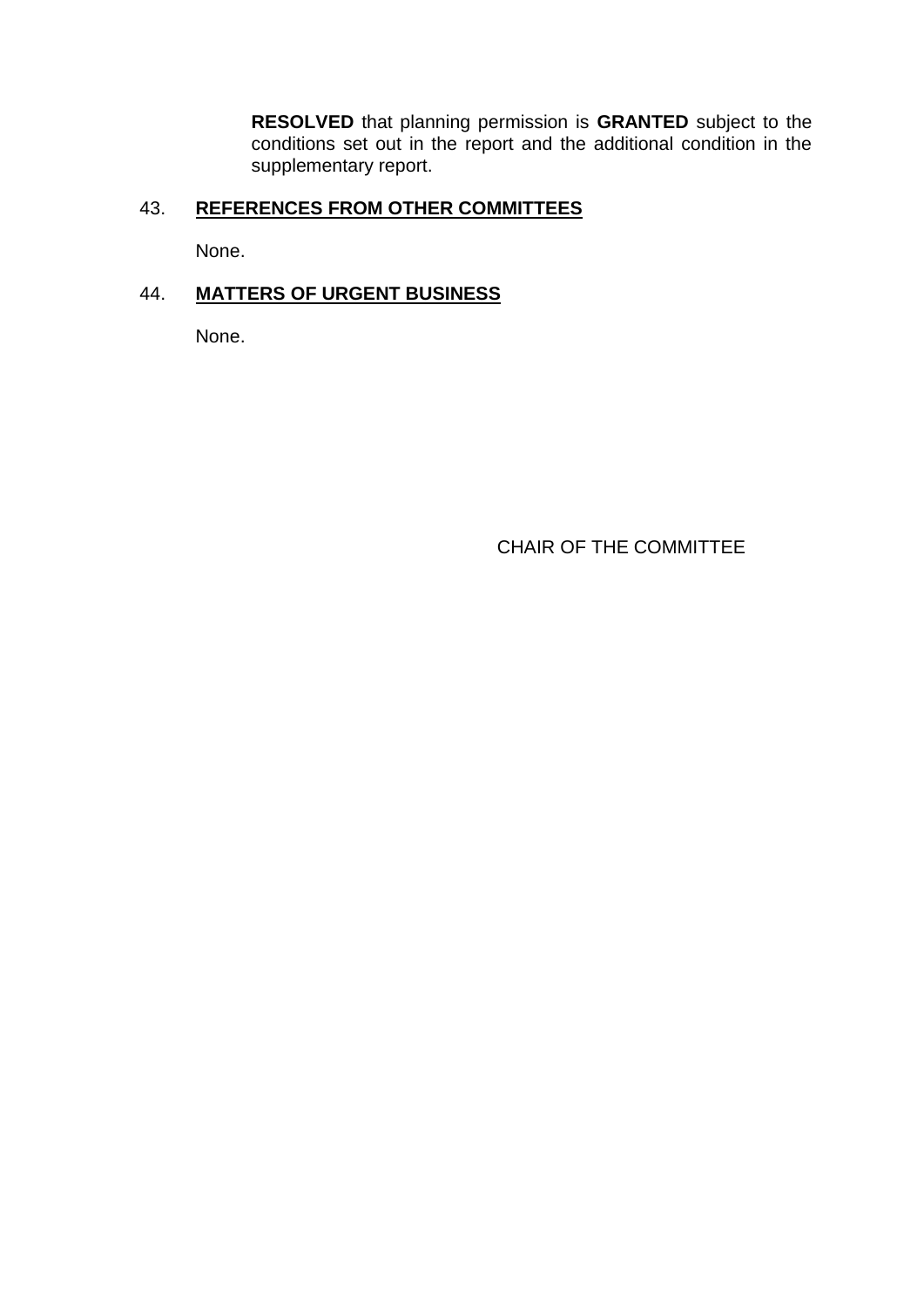**RESOLVED** that planning permission is **GRANTED** subject to the conditions set out in the report and the additional condition in the supplementary report.

## 43. **REFERENCES FROM OTHER COMMITTEES**

None.

## 44. **MATTERS OF URGENT BUSINESS**

None.

CHAIR OF THE COMMITTEE